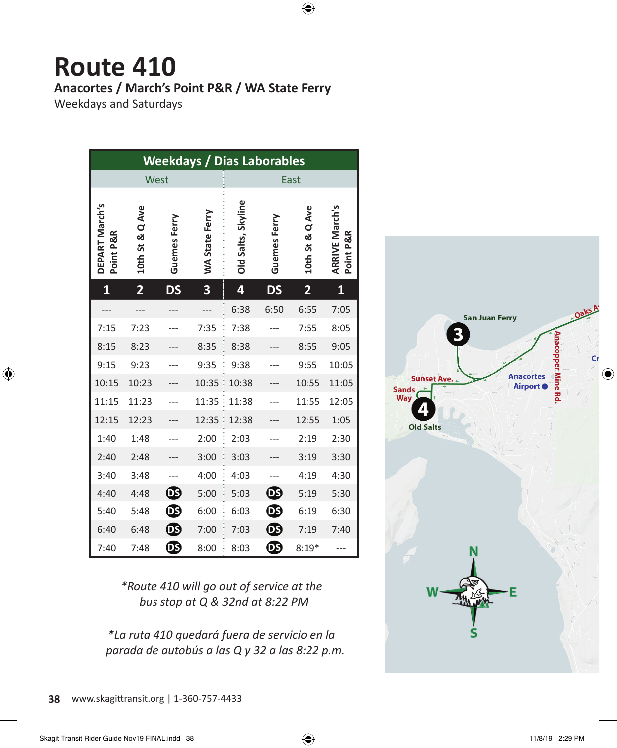# Route 410

**Anacortes / March's Point P&R / WA State Ferry**

Weekdays and Saturdays

| Weekdays / Dias Laborables | | | | | | | |
|---|---|---|---|---|---|---|---|
| West | | | | East | | | |
| DEPART March's Point P&R | 10th St & Q Ave | Guemes Ferry | WA State Ferry | Old Salts, Skyline | Guemes Ferry | 10th St & Q Ave | ARRIVE March's Point P&R |
| 1 | 2 | DS | 3 | 4 | DS | 2 | 1 |
| --- | --- | --- | --- | 6:38 | 6:50 | 6:55 | 7:05 |
| 7:15 | 7:23 | --- | 7:35 | 7:38 | --- | 7:55 | 8:05 |
| 8:15 | 8:23 | --- | 8:35 | 8:38 | --- | 8:55 | 9:05 |
| 9:15 | 9:23 | --- | 9:35 | 9:38 | --- | 9:55 | 10:05 |
| 10:15 | 10:23 | --- | 10:35 | 10:38 | --- | 10:55 | 11:05 |
| 11:15 | 11:23 | --- | 11:35 | 11:38 | --- | 11:55 | 12:05 |
| 12:15 | 12:23 | --- | 12:35 | 12:38 | --- | 12:55 | 1:05 |
| 1:40 | 1:48 | --- | 2:00 | 2:03 | --- | 2:19 | 2:30 |
| 2:40 | 2:48 | --- | 3:00 | 3:03 | --- | 3:19 | 3:30 |
| 3:40 | 3:48 | --- | 4:00 | 4:03 | --- | 4:19 | 4:30 |
| 4:40 | 4:48 | DS | 5:00 | 5:03 | DS | 5:19 | 5:30 |
| 5:40 | 5:48 | DS | 6:00 | 6:03 | DS | 6:19 | 6:30 |
| 6:40 | 6:48 | DS | 7:00 | 7:03 | DS | 7:19 | 7:40 |
| 7:40 | 7:48 | DS | 8:00 | 8:03 | DS | 8:19* | --- |

*\*Route 410 will go out of service at the bus stop at Q & 32nd at 8:22 PM*

*\*La ruta 410 quedará fuera de servicio en la parada de autobús a las Q y 32 a las 8:22 p.m.*

San Juan Ferry
3
Sunset Ave.
Sands Way
4
Old Salts
Anacortes Airport
Anacopper Mine Rd.
Oaks Av
N
W
E
S

www.skagittransit.org | 1-360-757-4433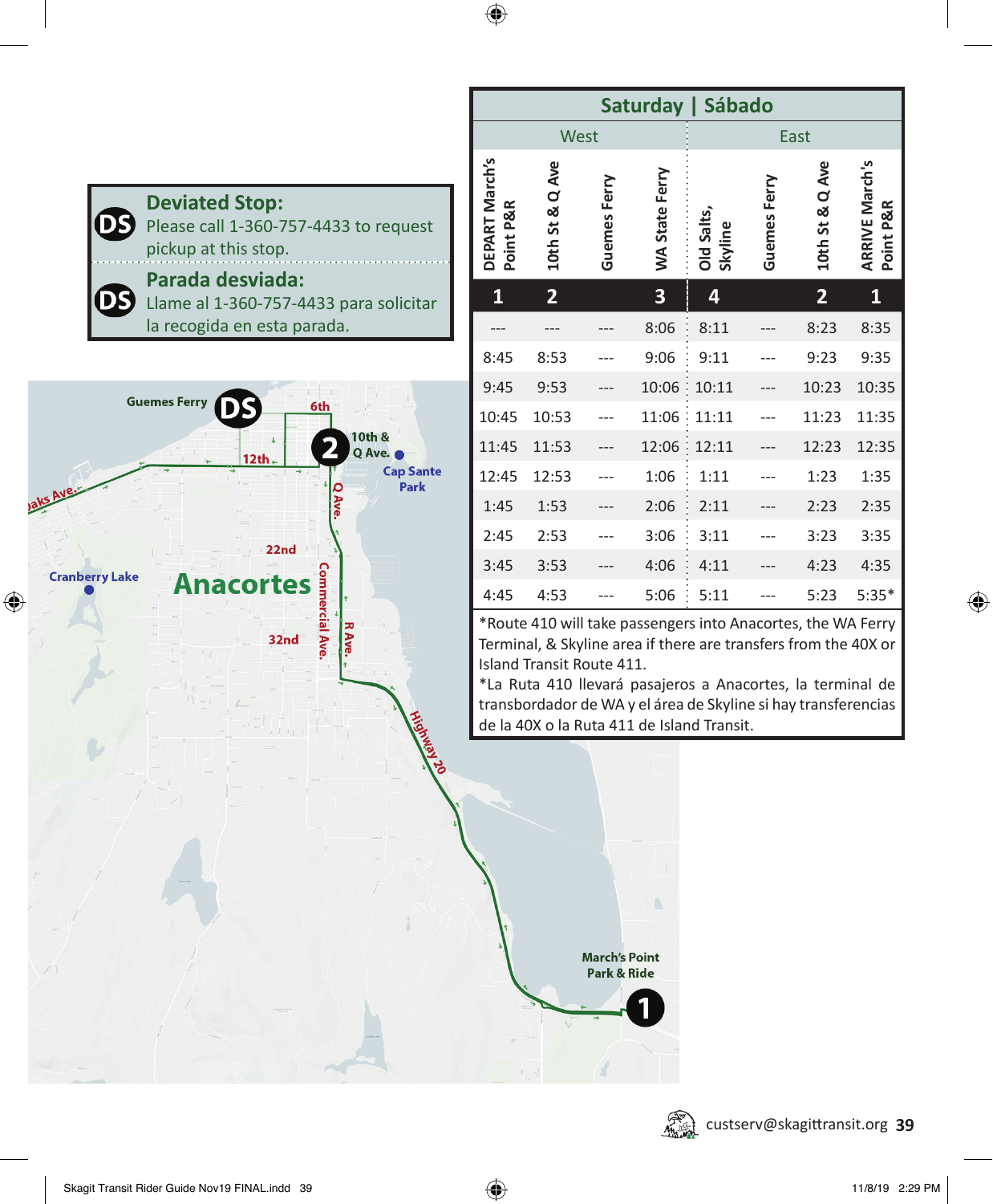**Deviated Stop:** Please call 1-360-757-4433 to request pickup at this stop.

**Parada desviada:** Llame al 1-360-757-4433 para solicitar la recogida en esta parada.

## Saturday | Sábado

| West | | | | East | | | |
|---|---|---|---|---|---|---|---|
| DEPART March's Point P&R | 10th St & Q Ave | Guemes Ferry | WA State Ferry | Old Salts, Skyline | Guemes Ferry | 10th St & Q Ave | ARRIVE March's Point P&R |
| 1 | 2 | | 3 | 4 | | 2 | 1 |
| --- | --- | --- | 8:06 | 8:11 | --- | 8:23 | 8:35 |
| 8:45 | 8:53 | --- | 9:06 | 9:11 | --- | 9:23 | 9:35 |
| 9:45 | 9:53 | --- | 10:06 | 10:11 | --- | 10:23 | 10:35 |
| 10:45 | 10:53 | --- | 11:06 | 11:11 | --- | 11:23 | 11:35 |
| 11:45 | 11:53 | --- | 12:06 | 12:11 | --- | 12:23 | 12:35 |
| 12:45 | 12:53 | --- | 1:06 | 1:11 | --- | 1:23 | 1:35 |
| 1:45 | 1:53 | --- | 2:06 | 2:11 | --- | 2:23 | 2:35 |
| 2:45 | 2:53 | --- | 3:06 | 3:11 | --- | 3:23 | 3:35 |
| 3:45 | 3:53 | --- | 4:06 | 4:11 | --- | 4:23 | 4:35 |
| 4:45 | 4:53 | --- | 5:06 | 5:11 | --- | 5:23 | 5:35* |

*Route 410 will take passengers into Anacortes, the WA Ferry Terminal, & Skyline area if there are transfers from the 40X or Island Transit Route 411.

*La Ruta 410 llevará pasajeros a Anacortes, la terminal de transbordador de WA y el área de Skyline si hay transferencias de la 40X o la Ruta 411 de Island Transit.

Guemes Ferry DS
6th
12th
10th & Q Ave. 2
Cap Sante Park
Oaks Ave.
Q Ave.
22nd
Cranberry Lake
Anacortes
Commercial Ave.
32nd
R Ave.
Highway 20
March's Point Park & Ride 1

custserv@skagittransit.org